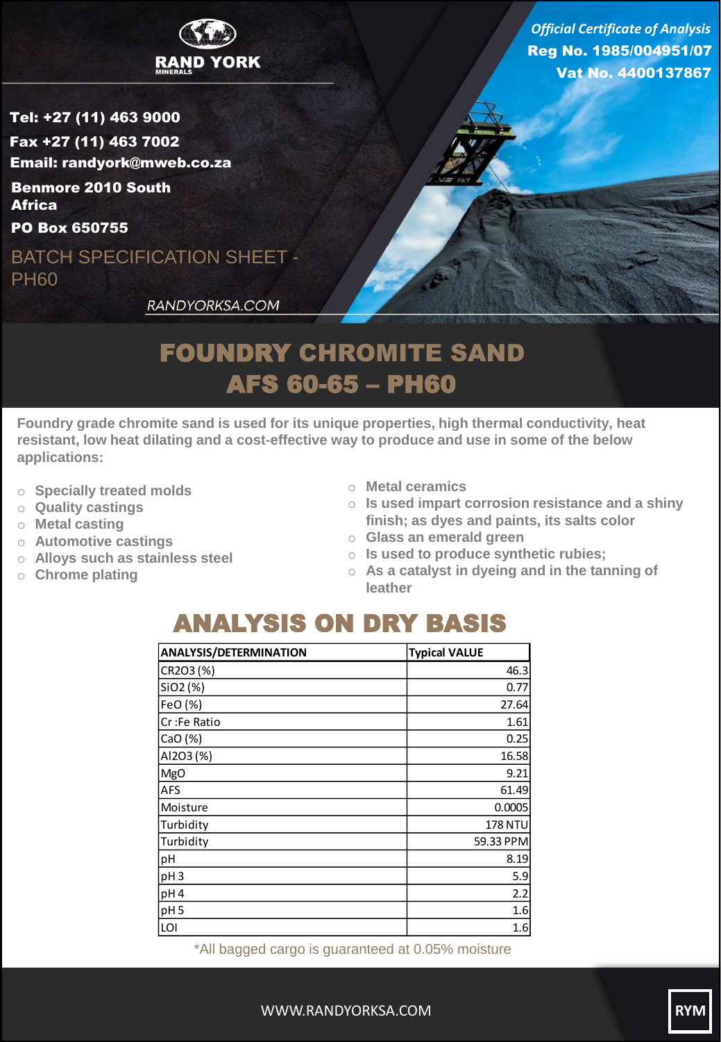RAND YORK
MINERALS

*Official Certificate of Analysis*
**Reg No. 1985/004951/07**
**Vat No. 4400137867**

**Tel: +27 (11) 463 9000**
**Fax +27 (11) 463 7002**
**Email: randyork@mweb.co.za**
**Benmore 2010 South Africa**
**PO Box 650755**

BATCH SPECIFICATION SHEET - PH60

RANDYORKSA.COM

# FOUNDRY CHROMITE SAND
# AFS 60-65 – PH60

**Foundry grade chromite sand is used for its unique properties, high thermal conductivity, heat resistant, low heat dilating and a cost-effective way to produce and use in some of the below applications:**

- Specially treated molds
- Quality castings
- Metal casting
- Automotive castings
- Alloys such as stainless steel
- Chrome plating
- Metal ceramics
- Is used impart corrosion resistance and a shiny finish; as dyes and paints, its salts color
- Glass an emerald green
- Is used to produce synthetic rubies;
- As a catalyst in dyeing and in the tanning of leather

## ANALYSIS ON DRY BASIS

| ANALYSIS/DETERMINATION | Typical VALUE |
|---|---|
| CR2O3 (%) | 46.3 |
| SiO2 (%) | 0.77 |
| FeO (%) | 27.64 |
| Cr :Fe Ratio | 1.61 |
| CaO (%) | 0.25 |
| Al2O3 (%) | 16.58 |
| MgO | 9.21 |
| AFS | 61.49 |
| Moisture | 0.0005 |
| Turbidity | 178 NTU |
| Turbidity | 59.33 PPM |
| pH | 8.19 |
| pH 3 | 5.9 |
| pH 4 | 2.2 |
| pH 5 | 1.6 |
| LOI | 1.6 |

*All bagged cargo is guaranteed at 0.05% moisture

WWW.RANDYORKSA.COM

RYM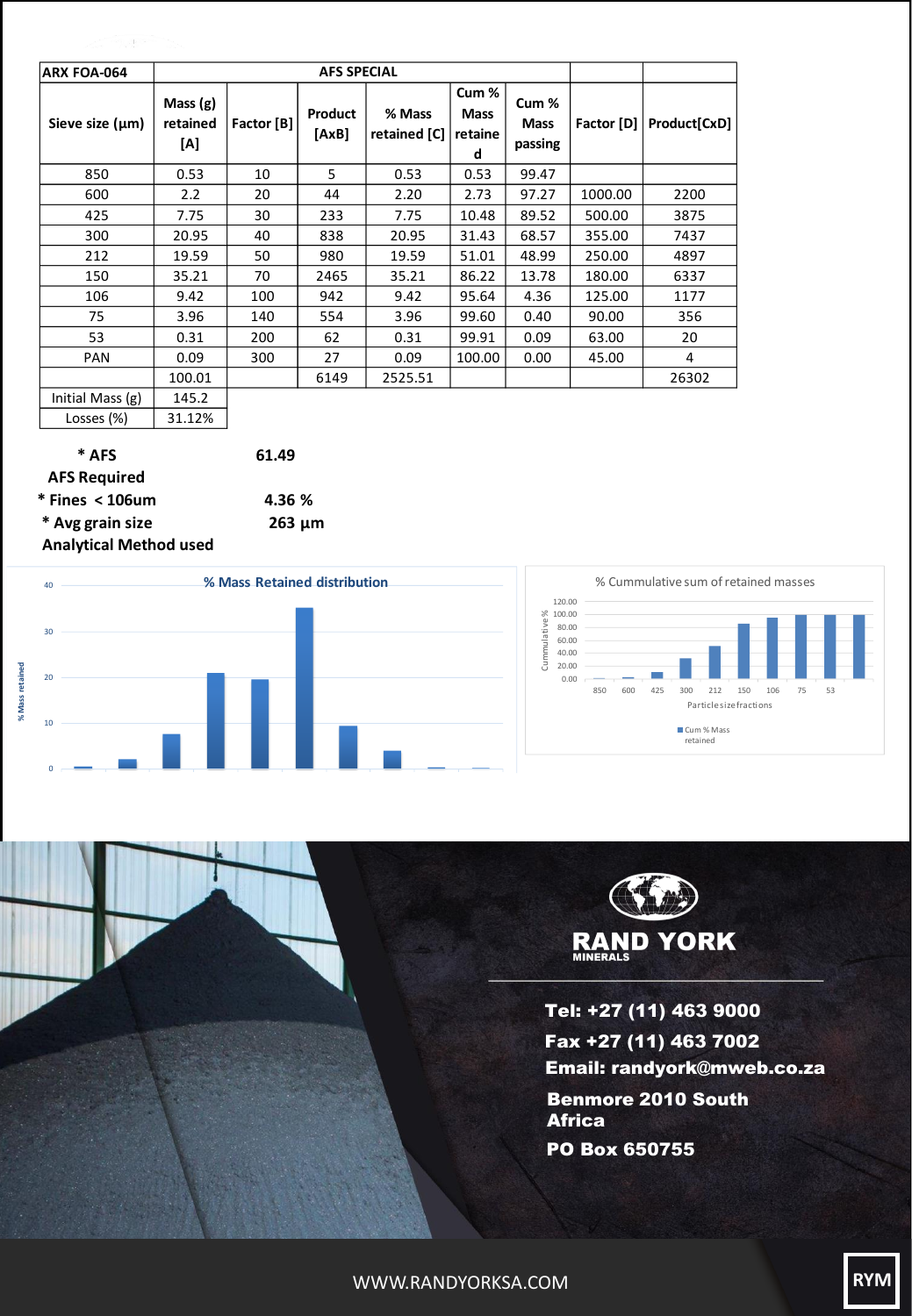| ARX FOA-064 | AFS SPECIAL | | | | | | | |
|---|---|---|---|---|---|---|---|---|
| Sieve size (µm) | Mass (g) retained [A] | Factor [B] | Product [AxB] | % Mass retained [C] | Cum % Mass retained | Cum % Mass passing | Factor [D] | Product[CxD] |
| 850 | 0.53 | 10 | 5 | 0.53 | 0.53 | 99.47 | | |
| 600 | 2.2 | 20 | 44 | 2.20 | 2.73 | 97.27 | 1000.00 | 2200 |
| 425 | 7.75 | 30 | 233 | 7.75 | 10.48 | 89.52 | 500.00 | 3875 |
| 300 | 20.95 | 40 | 838 | 20.95 | 31.43 | 68.57 | 355.00 | 7437 |
| 212 | 19.59 | 50 | 980 | 19.59 | 51.01 | 48.99 | 250.00 | 4897 |
| 150 | 35.21 | 70 | 2465 | 35.21 | 86.22 | 13.78 | 180.00 | 6337 |
| 106 | 9.42 | 100 | 942 | 9.42 | 95.64 | 4.36 | 125.00 | 1177 |
| 75 | 3.96 | 140 | 554 | 3.96 | 99.60 | 0.40 | 90.00 | 356 |
| 53 | 0.31 | 200 | 62 | 0.31 | 99.91 | 0.09 | 63.00 | 20 |
| PAN | 0.09 | 300 | 27 | 0.09 | 100.00 | 0.00 | 45.00 | 4 |
| | 100.01 | | 6149 | 2525.51 | | | | 26302 |
| Initial Mass (g) | 145.2 | | | | | | | |
| Losses (%) | 31.12% | | | | | | | |

**\* AFS** 61.49

**AFS Required**

**\* Fines < 106um** 4.36 %

**\* Avg grain size** 263 µm

**Analytical Method used**

% Mass Retained distribution

% Mass retained

40
30
20
10
0

% Cummulative sum of retained masses

Cummulative %

120.00
100.00
80.00
60.00
40.00
20.00
0.00

850 600 425 300 212 150 106 75 53

Particle size fractions

Cum % Mass retained

**RAND YORK MINERALS**

**Tel: +27 (11) 463 9000**

**Fax +27 (11) 463 7002**

**Email: randyork@mweb.co.za**

**Benmore 2010 South Africa**

**PO Box 650755**

WWW.RANDYORKSA.COM

RYM